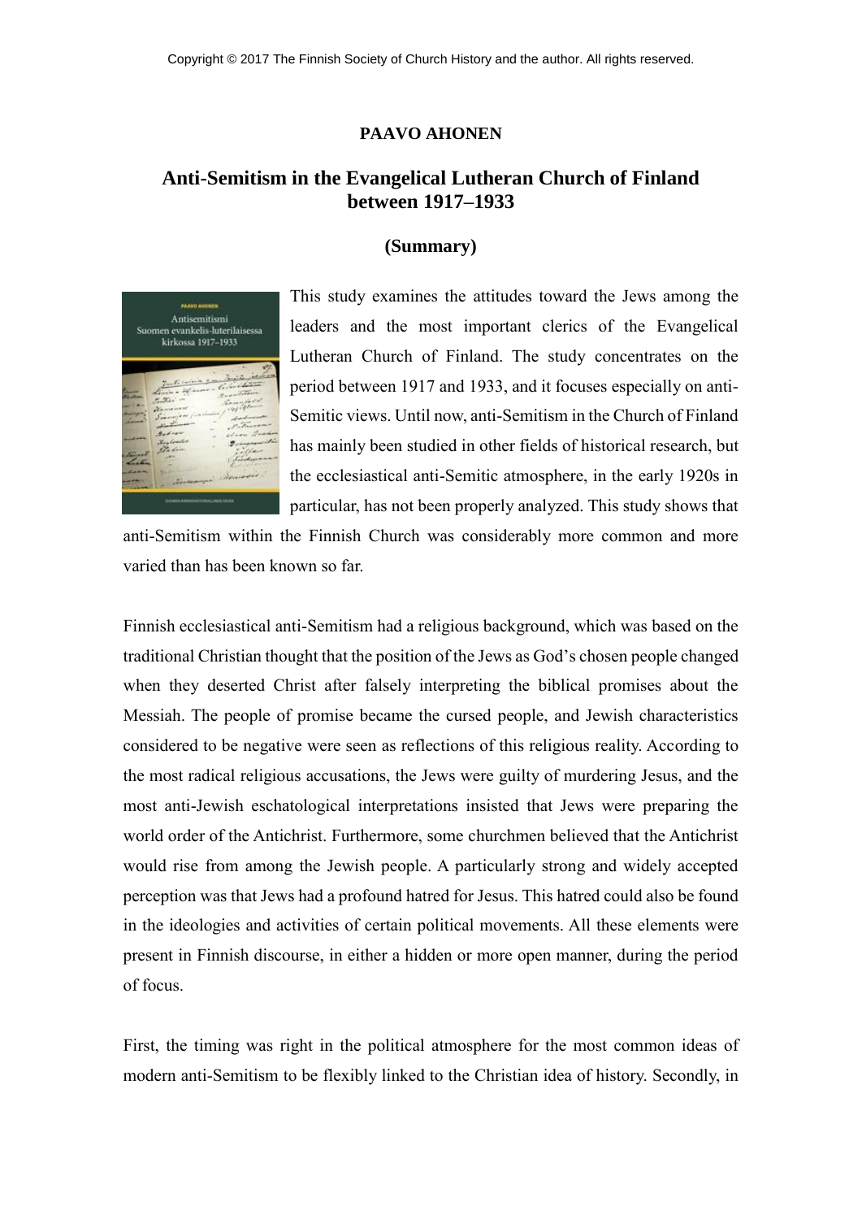Copyright © 2017 The Finnish Society of Church History and the author. All rights reserved.

**PAAVO AHONEN**

# Anti-Semitism in the Evangelical Lutheran Church of Finland between 1917–1933

## (Summary)

This study examines the attitudes toward the Jews among the leaders and the most important clerics of the Evangelical Lutheran Church of Finland. The study concentrates on the period between 1917 and 1933, and it focuses especially on anti-Semitic views. Until now, anti-Semitism in the Church of Finland has mainly been studied in other fields of historical research, but the ecclesiastical anti-Semitic atmosphere, in the early 1920s in particular, has not been properly analyzed. This study shows that anti-Semitism within the Finnish Church was considerably more common and more varied than has been known so far.

Finnish ecclesiastical anti-Semitism had a religious background, which was based on the traditional Christian thought that the position of the Jews as God's chosen people changed when they deserted Christ after falsely interpreting the biblical promises about the Messiah. The people of promise became the cursed people, and Jewish characteristics considered to be negative were seen as reflections of this religious reality. According to the most radical religious accusations, the Jews were guilty of murdering Jesus, and the most anti-Jewish eschatological interpretations insisted that Jews were preparing the world order of the Antichrist. Furthermore, some churchmen believed that the Antichrist would rise from among the Jewish people. A particularly strong and widely accepted perception was that Jews had a profound hatred for Jesus. This hatred could also be found in the ideologies and activities of certain political movements. All these elements were present in Finnish discourse, in either a hidden or more open manner, during the period of focus.

First, the timing was right in the political atmosphere for the most common ideas of modern anti-Semitism to be flexibly linked to the Christian idea of history. Secondly, in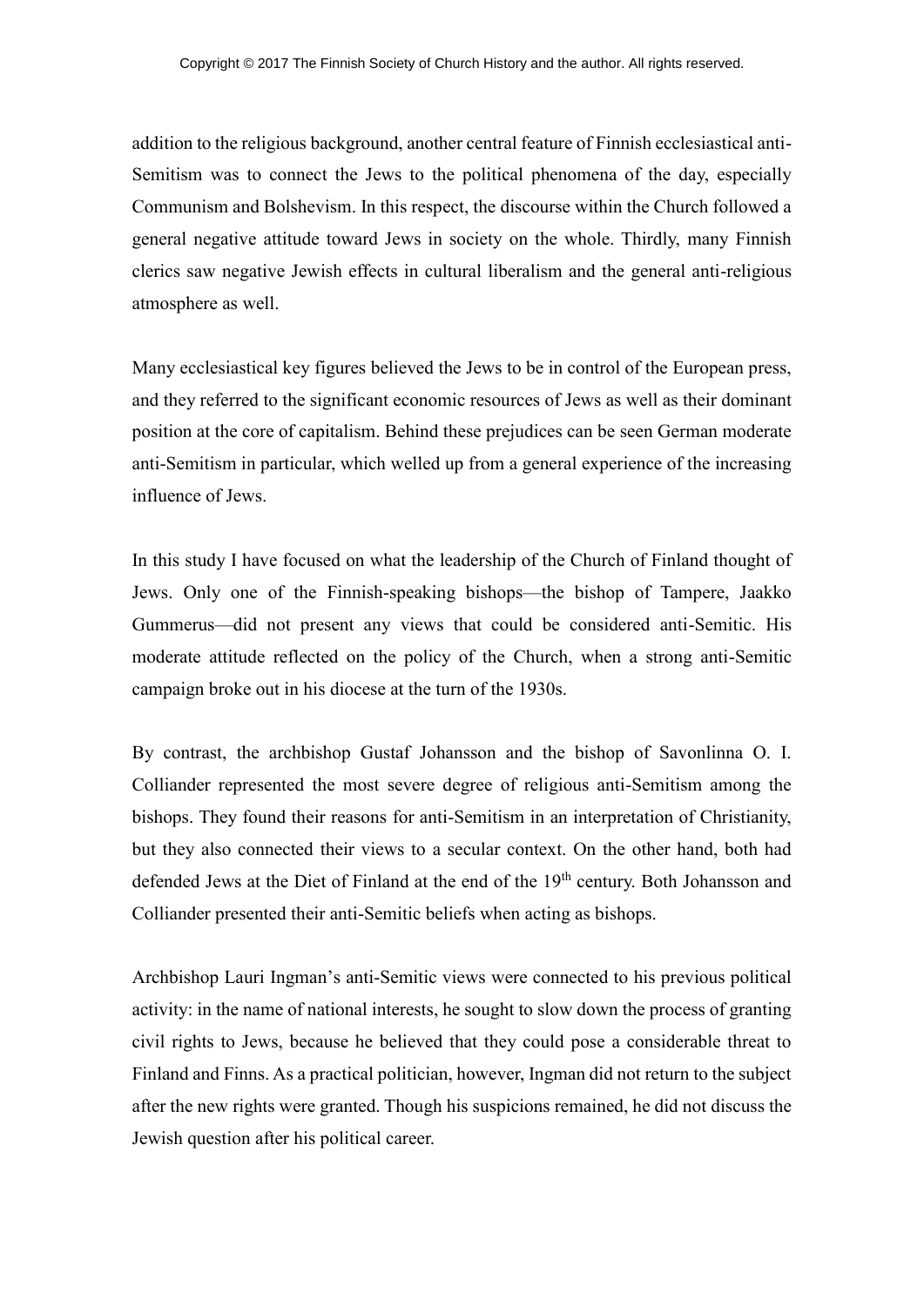addition to the religious background, another central feature of Finnish ecclesiastical anti-Semitism was to connect the Jews to the political phenomena of the day, especially Communism and Bolshevism. In this respect, the discourse within the Church followed a general negative attitude toward Jews in society on the whole. Thirdly, many Finnish clerics saw negative Jewish effects in cultural liberalism and the general anti-religious atmosphere as well.

Many ecclesiastical key figures believed the Jews to be in control of the European press, and they referred to the significant economic resources of Jews as well as their dominant position at the core of capitalism. Behind these prejudices can be seen German moderate anti-Semitism in particular, which welled up from a general experience of the increasing influence of Jews.

In this study I have focused on what the leadership of the Church of Finland thought of Jews. Only one of the Finnish-speaking bishops—the bishop of Tampere, Jaakko Gummerus—did not present any views that could be considered anti-Semitic. His moderate attitude reflected on the policy of the Church, when a strong anti-Semitic campaign broke out in his diocese at the turn of the 1930s.

By contrast, the archbishop Gustaf Johansson and the bishop of Savonlinna O. I. Colliander represented the most severe degree of religious anti-Semitism among the bishops. They found their reasons for anti-Semitism in an interpretation of Christianity, but they also connected their views to a secular context. On the other hand, both had defended Jews at the Diet of Finland at the end of the 19th century. Both Johansson and Colliander presented their anti-Semitic beliefs when acting as bishops.

Archbishop Lauri Ingman's anti-Semitic views were connected to his previous political activity: in the name of national interests, he sought to slow down the process of granting civil rights to Jews, because he believed that they could pose a considerable threat to Finland and Finns. As a practical politician, however, Ingman did not return to the subject after the new rights were granted. Though his suspicions remained, he did not discuss the Jewish question after his political career.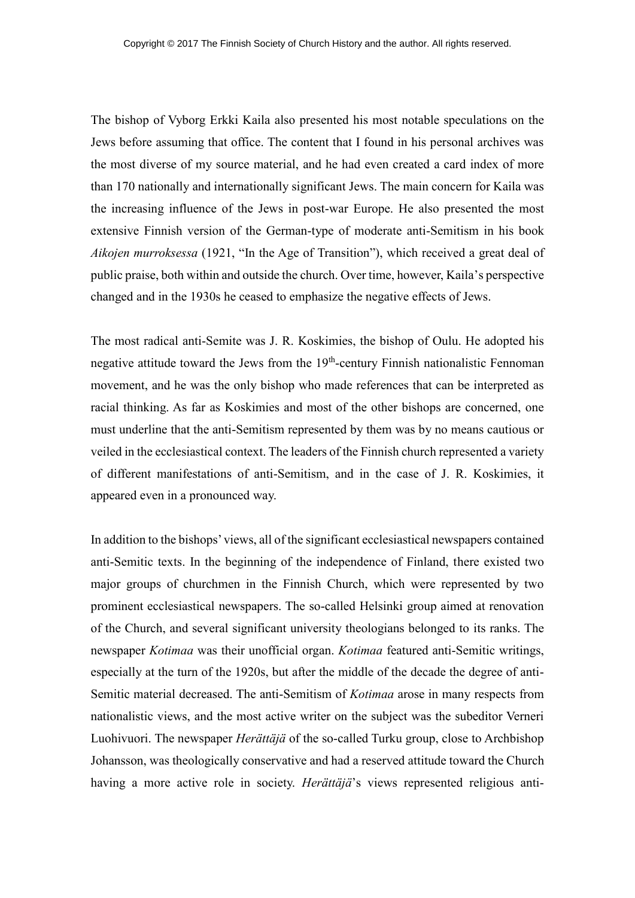The bishop of Vyborg Erkki Kaila also presented his most notable speculations on the Jews before assuming that office. The content that I found in his personal archives was the most diverse of my source material, and he had even created a card index of more than 170 nationally and internationally significant Jews. The main concern for Kaila was the increasing influence of the Jews in post-war Europe. He also presented the most extensive Finnish version of the German-type of moderate anti-Semitism in his book *Aikojen murroksessa* (1921, "In the Age of Transition"), which received a great deal of public praise, both within and outside the church. Over time, however, Kaila's perspective changed and in the 1930s he ceased to emphasize the negative effects of Jews.

The most radical anti-Semite was J. R. Koskimies, the bishop of Oulu. He adopted his negative attitude toward the Jews from the 19th-century Finnish nationalistic Fennoman movement, and he was the only bishop who made references that can be interpreted as racial thinking. As far as Koskimies and most of the other bishops are concerned, one must underline that the anti-Semitism represented by them was by no means cautious or veiled in the ecclesiastical context. The leaders of the Finnish church represented a variety of different manifestations of anti-Semitism, and in the case of J. R. Koskimies, it appeared even in a pronounced way.

In addition to the bishops' views, all of the significant ecclesiastical newspapers contained anti-Semitic texts. In the beginning of the independence of Finland, there existed two major groups of churchmen in the Finnish Church, which were represented by two prominent ecclesiastical newspapers. The so-called Helsinki group aimed at renovation of the Church, and several significant university theologians belonged to its ranks. The newspaper *Kotimaa* was their unofficial organ. *Kotimaa* featured anti-Semitic writings, especially at the turn of the 1920s, but after the middle of the decade the degree of anti-Semitic material decreased. The anti-Semitism of *Kotimaa* arose in many respects from nationalistic views, and the most active writer on the subject was the subeditor Verneri Luohivuori. The newspaper *Herättäjä* of the so-called Turku group, close to Archbishop Johansson, was theologically conservative and had a reserved attitude toward the Church having a more active role in society. *Herättäjä*'s views represented religious anti-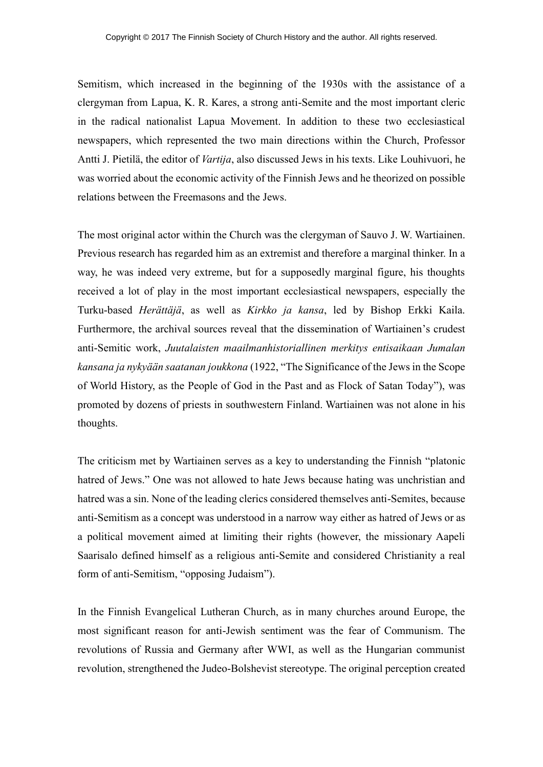Semitism, which increased in the beginning of the 1930s with the assistance of a clergyman from Lapua, K. R. Kares, a strong anti-Semite and the most important cleric in the radical nationalist Lapua Movement. In addition to these two ecclesiastical newspapers, which represented the two main directions within the Church, Professor Antti J. Pietilä, the editor of *Vartija*, also discussed Jews in his texts. Like Louhivuori, he was worried about the economic activity of the Finnish Jews and he theorized on possible relations between the Freemasons and the Jews.

The most original actor within the Church was the clergyman of Sauvo J. W. Wartiainen. Previous research has regarded him as an extremist and therefore a marginal thinker. In a way, he was indeed very extreme, but for a supposedly marginal figure, his thoughts received a lot of play in the most important ecclesiastical newspapers, especially the Turku-based *Herättäjä*, as well as *Kirkko ja kansa*, led by Bishop Erkki Kaila. Furthermore, the archival sources reveal that the dissemination of Wartiainen's crudest anti-Semitic work, *Juutalaisten maailmanhistoriallinen merkitys entisaikaan Jumalan kansana ja nykyään saatanan joukkona* (1922, "The Significance of the Jews in the Scope of World History, as the People of God in the Past and as Flock of Satan Today"), was promoted by dozens of priests in southwestern Finland. Wartiainen was not alone in his thoughts.

The criticism met by Wartiainen serves as a key to understanding the Finnish "platonic hatred of Jews." One was not allowed to hate Jews because hating was unchristian and hatred was a sin. None of the leading clerics considered themselves anti-Semites, because anti-Semitism as a concept was understood in a narrow way either as hatred of Jews or as a political movement aimed at limiting their rights (however, the missionary Aapeli Saarisalo defined himself as a religious anti-Semite and considered Christianity a real form of anti-Semitism, "opposing Judaism").

In the Finnish Evangelical Lutheran Church, as in many churches around Europe, the most significant reason for anti-Jewish sentiment was the fear of Communism. The revolutions of Russia and Germany after WWI, as well as the Hungarian communist revolution, strengthened the Judeo-Bolshevist stereotype. The original perception created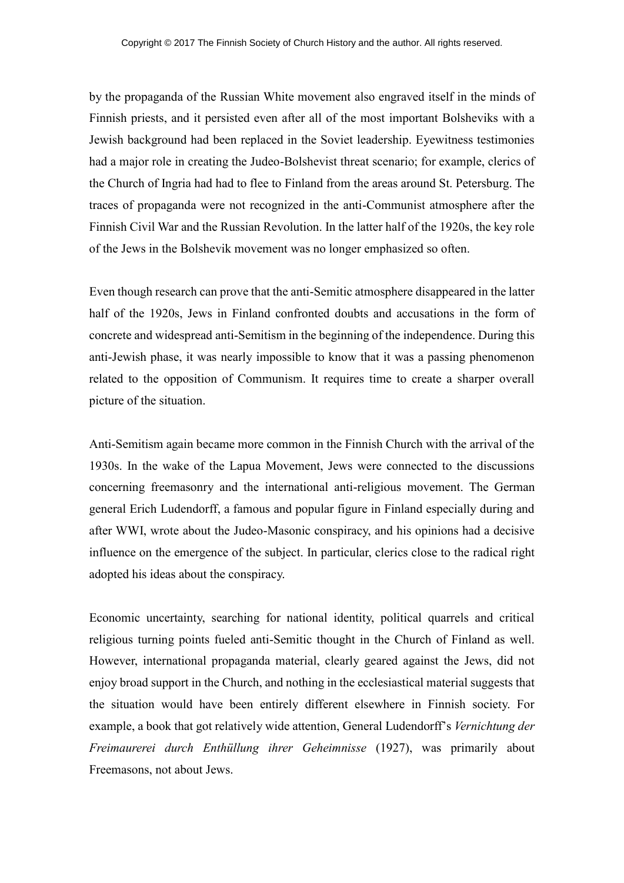by the propaganda of the Russian White movement also engraved itself in the minds of Finnish priests, and it persisted even after all of the most important Bolsheviks with a Jewish background had been replaced in the Soviet leadership. Eyewitness testimonies had a major role in creating the Judeo-Bolshevist threat scenario; for example, clerics of the Church of Ingria had had to flee to Finland from the areas around St. Petersburg. The traces of propaganda were not recognized in the anti-Communist atmosphere after the Finnish Civil War and the Russian Revolution. In the latter half of the 1920s, the key role of the Jews in the Bolshevik movement was no longer emphasized so often.

Even though research can prove that the anti-Semitic atmosphere disappeared in the latter half of the 1920s, Jews in Finland confronted doubts and accusations in the form of concrete and widespread anti-Semitism in the beginning of the independence. During this anti-Jewish phase, it was nearly impossible to know that it was a passing phenomenon related to the opposition of Communism. It requires time to create a sharper overall picture of the situation.

Anti-Semitism again became more common in the Finnish Church with the arrival of the 1930s. In the wake of the Lapua Movement, Jews were connected to the discussions concerning freemasonry and the international anti-religious movement. The German general Erich Ludendorff, a famous and popular figure in Finland especially during and after WWI, wrote about the Judeo-Masonic conspiracy, and his opinions had a decisive influence on the emergence of the subject. In particular, clerics close to the radical right adopted his ideas about the conspiracy.

Economic uncertainty, searching for national identity, political quarrels and critical religious turning points fueled anti-Semitic thought in the Church of Finland as well. However, international propaganda material, clearly geared against the Jews, did not enjoy broad support in the Church, and nothing in the ecclesiastical material suggests that the situation would have been entirely different elsewhere in Finnish society. For example, a book that got relatively wide attention, General Ludendorff's *Vernichtung der Freimaurerei durch Enthüllung ihrer Geheimnisse* (1927), was primarily about Freemasons, not about Jews.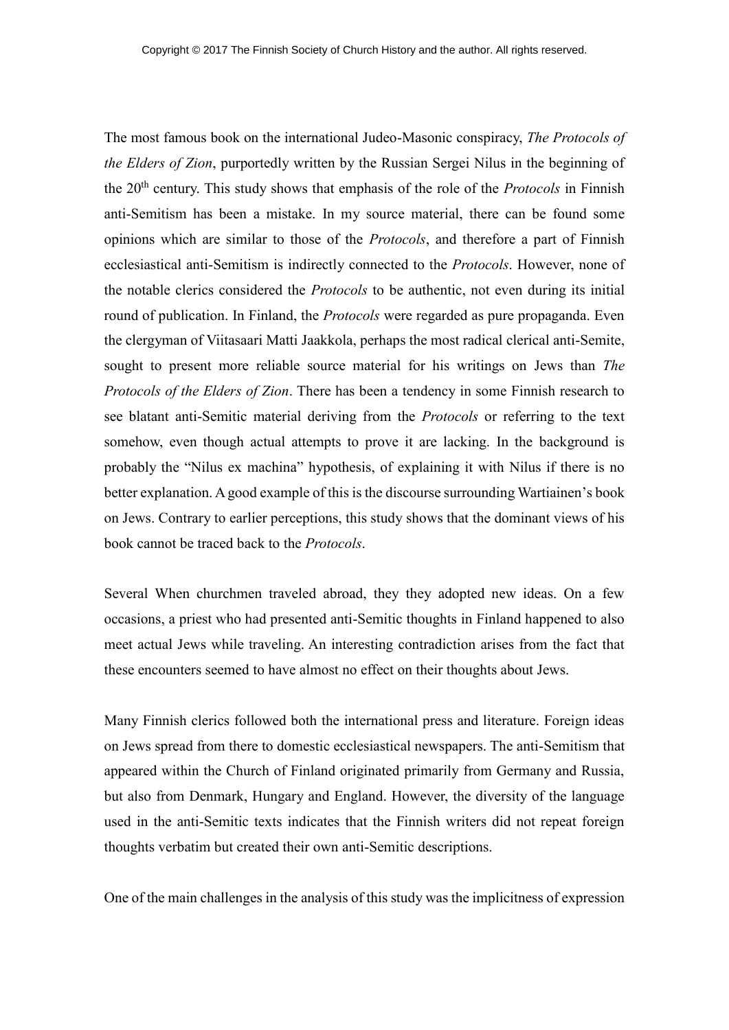The most famous book on the international Judeo-Masonic conspiracy, *The Protocols of the Elders of Zion*, purportedly written by the Russian Sergei Nilus in the beginning of the 20th century. This study shows that emphasis of the role of the *Protocols* in Finnish anti-Semitism has been a mistake. In my source material, there can be found some opinions which are similar to those of the *Protocols*, and therefore a part of Finnish ecclesiastical anti-Semitism is indirectly connected to the *Protocols*. However, none of the notable clerics considered the *Protocols* to be authentic, not even during its initial round of publication. In Finland, the *Protocols* were regarded as pure propaganda. Even the clergyman of Viitasaari Matti Jaakkola, perhaps the most radical clerical anti-Semite, sought to present more reliable source material for his writings on Jews than *The Protocols of the Elders of Zion*. There has been a tendency in some Finnish research to see blatant anti-Semitic material deriving from the *Protocols* or referring to the text somehow, even though actual attempts to prove it are lacking. In the background is probably the "Nilus ex machina" hypothesis, of explaining it with Nilus if there is no better explanation. A good example of this is the discourse surrounding Wartiainen's book on Jews. Contrary to earlier perceptions, this study shows that the dominant views of his book cannot be traced back to the *Protocols*.

Several When churchmen traveled abroad, they they adopted new ideas. On a few occasions, a priest who had presented anti-Semitic thoughts in Finland happened to also meet actual Jews while traveling. An interesting contradiction arises from the fact that these encounters seemed to have almost no effect on their thoughts about Jews.

Many Finnish clerics followed both the international press and literature. Foreign ideas on Jews spread from there to domestic ecclesiastical newspapers. The anti-Semitism that appeared within the Church of Finland originated primarily from Germany and Russia, but also from Denmark, Hungary and England. However, the diversity of the language used in the anti-Semitic texts indicates that the Finnish writers did not repeat foreign thoughts verbatim but created their own anti-Semitic descriptions.

One of the main challenges in the analysis of this study was the implicitness of expression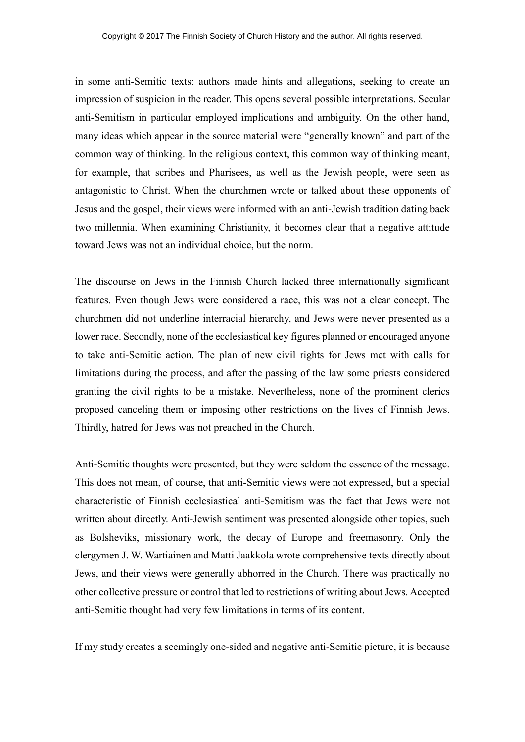in some anti-Semitic texts: authors made hints and allegations, seeking to create an impression of suspicion in the reader. This opens several possible interpretations. Secular anti-Semitism in particular employed implications and ambiguity. On the other hand, many ideas which appear in the source material were "generally known" and part of the common way of thinking. In the religious context, this common way of thinking meant, for example, that scribes and Pharisees, as well as the Jewish people, were seen as antagonistic to Christ. When the churchmen wrote or talked about these opponents of Jesus and the gospel, their views were informed with an anti-Jewish tradition dating back two millennia. When examining Christianity, it becomes clear that a negative attitude toward Jews was not an individual choice, but the norm.

The discourse on Jews in the Finnish Church lacked three internationally significant features. Even though Jews were considered a race, this was not a clear concept. The churchmen did not underline interracial hierarchy, and Jews were never presented as a lower race. Secondly, none of the ecclesiastical key figures planned or encouraged anyone to take anti-Semitic action. The plan of new civil rights for Jews met with calls for limitations during the process, and after the passing of the law some priests considered granting the civil rights to be a mistake. Nevertheless, none of the prominent clerics proposed canceling them or imposing other restrictions on the lives of Finnish Jews. Thirdly, hatred for Jews was not preached in the Church.

Anti-Semitic thoughts were presented, but they were seldom the essence of the message. This does not mean, of course, that anti-Semitic views were not expressed, but a special characteristic of Finnish ecclesiastical anti-Semitism was the fact that Jews were not written about directly. Anti-Jewish sentiment was presented alongside other topics, such as Bolsheviks, missionary work, the decay of Europe and freemasonry. Only the clergymen J. W. Wartiainen and Matti Jaakkola wrote comprehensive texts directly about Jews, and their views were generally abhorred in the Church. There was practically no other collective pressure or control that led to restrictions of writing about Jews. Accepted anti-Semitic thought had very few limitations in terms of its content.

If my study creates a seemingly one-sided and negative anti-Semitic picture, it is because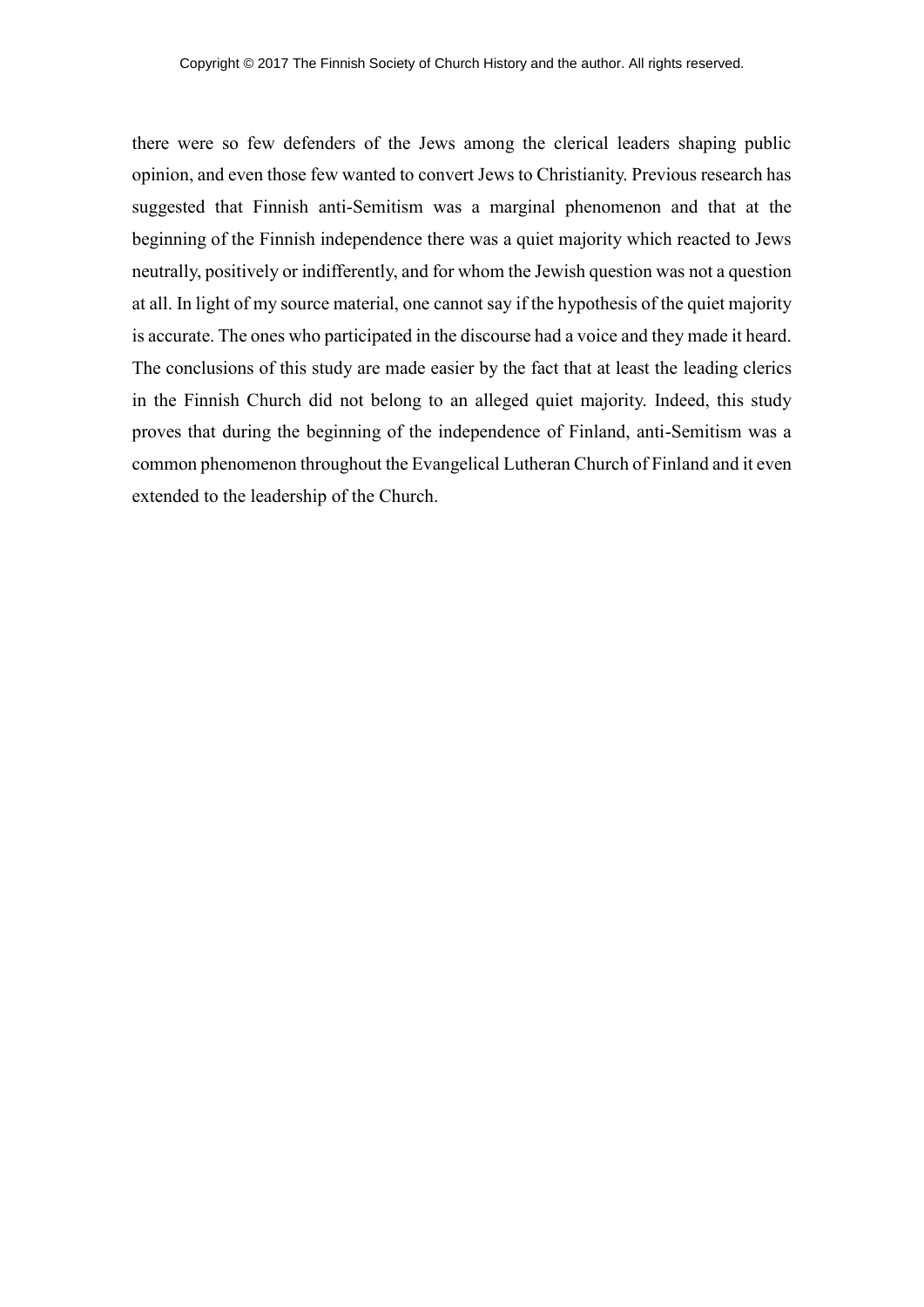there were so few defenders of the Jews among the clerical leaders shaping public opinion, and even those few wanted to convert Jews to Christianity. Previous research has suggested that Finnish anti-Semitism was a marginal phenomenon and that at the beginning of the Finnish independence there was a quiet majority which reacted to Jews neutrally, positively or indifferently, and for whom the Jewish question was not a question at all. In light of my source material, one cannot say if the hypothesis of the quiet majority is accurate. The ones who participated in the discourse had a voice and they made it heard. The conclusions of this study are made easier by the fact that at least the leading clerics in the Finnish Church did not belong to an alleged quiet majority. Indeed, this study proves that during the beginning of the independence of Finland, anti-Semitism was a common phenomenon throughout the Evangelical Lutheran Church of Finland and it even extended to the leadership of the Church.